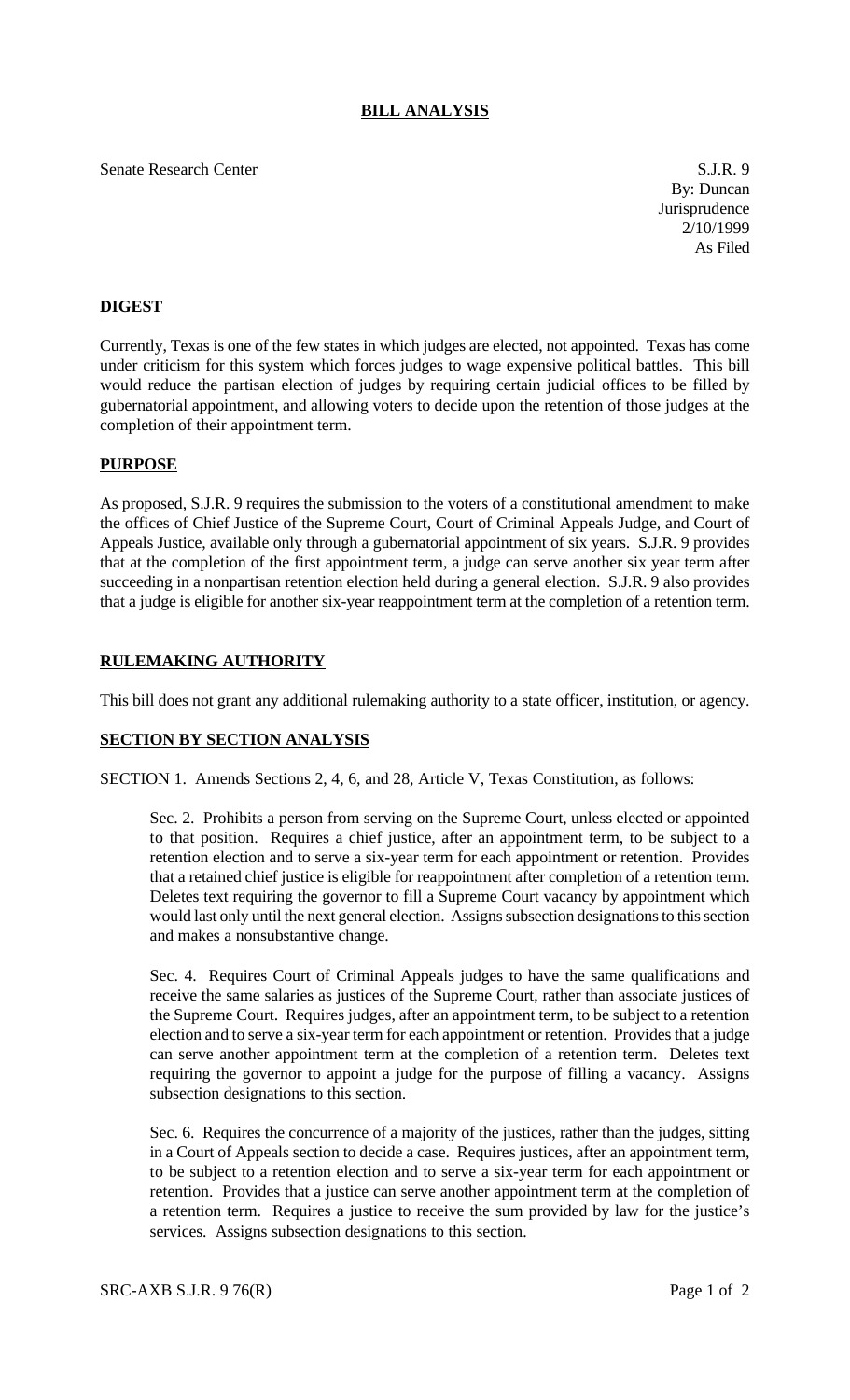# BILL ANALYSIS

Senate Research Center

S.J.R. 9
By: Duncan
Jurisprudence
2/10/1999
As Filed

## DIGEST

Currently, Texas is one of the few states in which judges are elected, not appointed. Texas has come under criticism for this system which forces judges to wage expensive political battles. This bill would reduce the partisan election of judges by requiring certain judicial offices to be filled by gubernatorial appointment, and allowing voters to decide upon the retention of those judges at the completion of their appointment term.

## PURPOSE

As proposed, S.J.R. 9 requires the submission to the voters of a constitutional amendment to make the offices of Chief Justice of the Supreme Court, Court of Criminal Appeals Judge, and Court of Appeals Justice, available only through a gubernatorial appointment of six years. S.J.R. 9 provides that at the completion of the first appointment term, a judge can serve another six year term after succeeding in a nonpartisan retention election held during a general election. S.J.R. 9 also provides that a judge is eligible for another six-year reappointment term at the completion of a retention term.

## RULEMAKING AUTHORITY

This bill does not grant any additional rulemaking authority to a state officer, institution, or agency.

## SECTION BY SECTION ANALYSIS

SECTION 1. Amends Sections 2, 4, 6, and 28, Article V, Texas Constitution, as follows:

Sec. 2. Prohibits a person from serving on the Supreme Court, unless elected or appointed to that position. Requires a chief justice, after an appointment term, to be subject to a retention election and to serve a six-year term for each appointment or retention. Provides that a retained chief justice is eligible for reappointment after completion of a retention term. Deletes text requiring the governor to fill a Supreme Court vacancy by appointment which would last only until the next general election. Assigns subsection designations to this section and makes a nonsubstantive change.

Sec. 4. Requires Court of Criminal Appeals judges to have the same qualifications and receive the same salaries as justices of the Supreme Court, rather than associate justices of the Supreme Court. Requires judges, after an appointment term, to be subject to a retention election and to serve a six-year term for each appointment or retention. Provides that a judge can serve another appointment term at the completion of a retention term. Deletes text requiring the governor to appoint a judge for the purpose of filling a vacancy. Assigns subsection designations to this section.

Sec. 6. Requires the concurrence of a majority of the justices, rather than the judges, sitting in a Court of Appeals section to decide a case. Requires justices, after an appointment term, to be subject to a retention election and to serve a six-year term for each appointment or retention. Provides that a justice can serve another appointment term at the completion of a retention term. Requires a justice to receive the sum provided by law for the justice's services. Assigns subsection designations to this section.

SRC-AXB S.J.R. 9 76(R)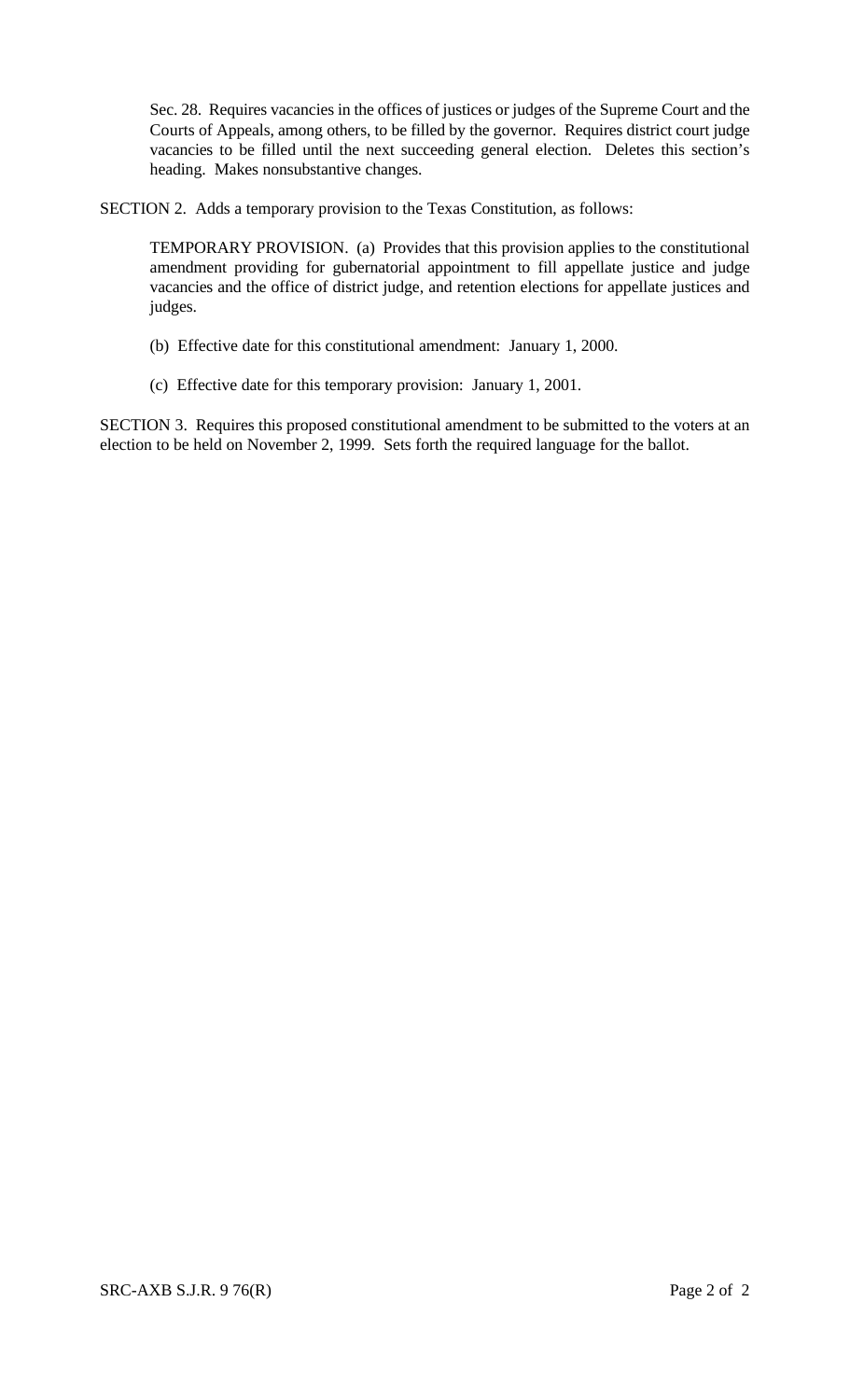Sec. 28. Requires vacancies in the offices of justices or judges of the Supreme Court and the Courts of Appeals, among others, to be filled by the governor. Requires district court judge vacancies to be filled until the next succeeding general election. Deletes this section's heading. Makes nonsubstantive changes.

SECTION 2. Adds a temporary provision to the Texas Constitution, as follows:

TEMPORARY PROVISION. (a) Provides that this provision applies to the constitutional amendment providing for gubernatorial appointment to fill appellate justice and judge vacancies and the office of district judge, and retention elections for appellate justices and judges.

(b) Effective date for this constitutional amendment: January 1, 2000.

(c) Effective date for this temporary provision: January 1, 2001.

SECTION 3. Requires this proposed constitutional amendment to be submitted to the voters at an election to be held on November 2, 1999. Sets forth the required language for the ballot.